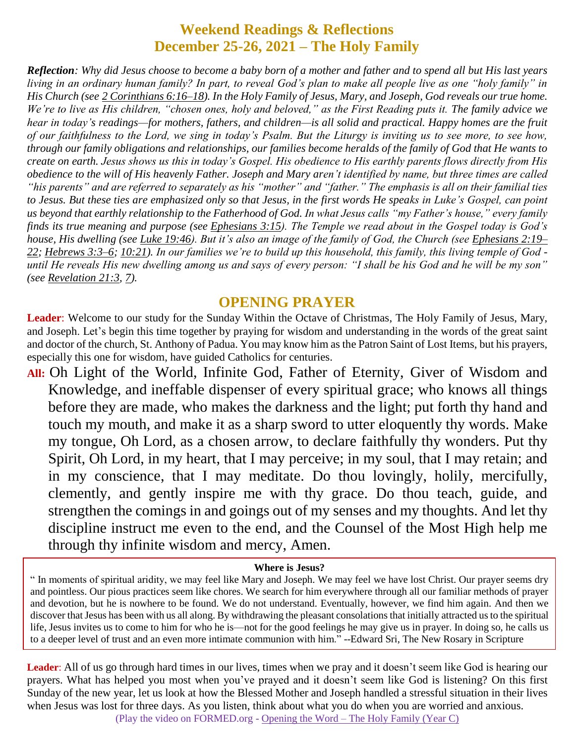# Weekend Readings & Reflections
# December 25-26, 2021 – The Holy Family

***Reflection**: Why did Jesus choose to become a baby born of a mother and father and to spend all but His last years living in an ordinary human family? In part, to reveal God's plan to make all people live as one "holy family" in His Church (see 2 Corinthians 6:16–18). In the Holy Family of Jesus, Mary, and Joseph, God reveals our true home. We're to live as His children, "chosen ones, holy and beloved," as the First Reading puts it. The family advice we hear in today's readings—for mothers, fathers, and children—is all solid and practical. Happy homes are the fruit of our faithfulness to the Lord, we sing in today's Psalm. But the Liturgy is inviting us to see more, to see how, through our family obligations and relationships, our families become heralds of the family of God that He wants to create on earth. Jesus shows us this in today's Gospel. His obedience to His earthly parents flows directly from His obedience to the will of His heavenly Father. Joseph and Mary aren't identified by name, but three times are called "his parents" and are referred to separately as his "mother" and "father." The emphasis is all on their familial ties to Jesus. But these ties are emphasized only so that Jesus, in the first words He speaks in Luke's Gospel, can point us beyond that earthly relationship to the Fatherhood of God. In what Jesus calls "my Father's house," every family finds its true meaning and purpose (see Ephesians 3:15). The Temple we read about in the Gospel today is God's house, His dwelling (see Luke 19:46). But it's also an image of the family of God, the Church (see Ephesians 2:19–22; Hebrews 3:3–6; 10:21). In our families we're to build up this household, this family, this living temple of God - until He reveals His new dwelling among us and says of every person: "I shall be his God and he will be my son" (see Revelation 21:3, 7).*

## OPENING PRAYER

**Leader**: Welcome to our study for the Sunday Within the Octave of Christmas, The Holy Family of Jesus, Mary, and Joseph. Let's begin this time together by praying for wisdom and understanding in the words of the great saint and doctor of the church, St. Anthony of Padua. You may know him as the Patron Saint of Lost Items, but his prayers, especially this one for wisdom, have guided Catholics for centuries.

**All:** Oh Light of the World, Infinite God, Father of Eternity, Giver of Wisdom and Knowledge, and ineffable dispenser of every spiritual grace; who knows all things before they are made, who makes the darkness and the light; put forth thy hand and touch my mouth, and make it as a sharp sword to utter eloquently thy words. Make my tongue, Oh Lord, as a chosen arrow, to declare faithfully thy wonders. Put thy Spirit, Oh Lord, in my heart, that I may perceive; in my soul, that I may retain; and in my conscience, that I may meditate. Do thou lovingly, holily, mercifully, clemently, and gently inspire me with thy grace. Do thou teach, guide, and strengthen the comings in and goings out of my senses and my thoughts. And let thy discipline instruct me even to the end, and the Counsel of the Most High help me through thy infinite wisdom and mercy, Amen.

**Where is Jesus?**

" In moments of spiritual aridity, we may feel like Mary and Joseph. We may feel we have lost Christ. Our prayer seems dry and pointless. Our pious practices seem like chores. We search for him everywhere through all our familiar methods of prayer and devotion, but he is nowhere to be found. We do not understand. Eventually, however, we find him again. And then we discover that Jesus has been with us all along. By withdrawing the pleasant consolations that initially attracted us to the spiritual life, Jesus invites us to come to him for who he is—not for the good feelings he may give us in prayer. In doing so, he calls us to a deeper level of trust and an even more intimate communion with him." --Edward Sri, The New Rosary in Scripture

**Leader**: All of us go through hard times in our lives, times when we pray and it doesn't seem like God is hearing our prayers. What has helped you most when you've prayed and it doesn't seem like God is listening? On this first Sunday of the new year, let us look at how the Blessed Mother and Joseph handled a stressful situation in their lives when Jesus was lost for three days. As you listen, think about what you do when you are worried and anxious.

(Play the video on FORMED.org - Opening the Word – The Holy Family (Year C)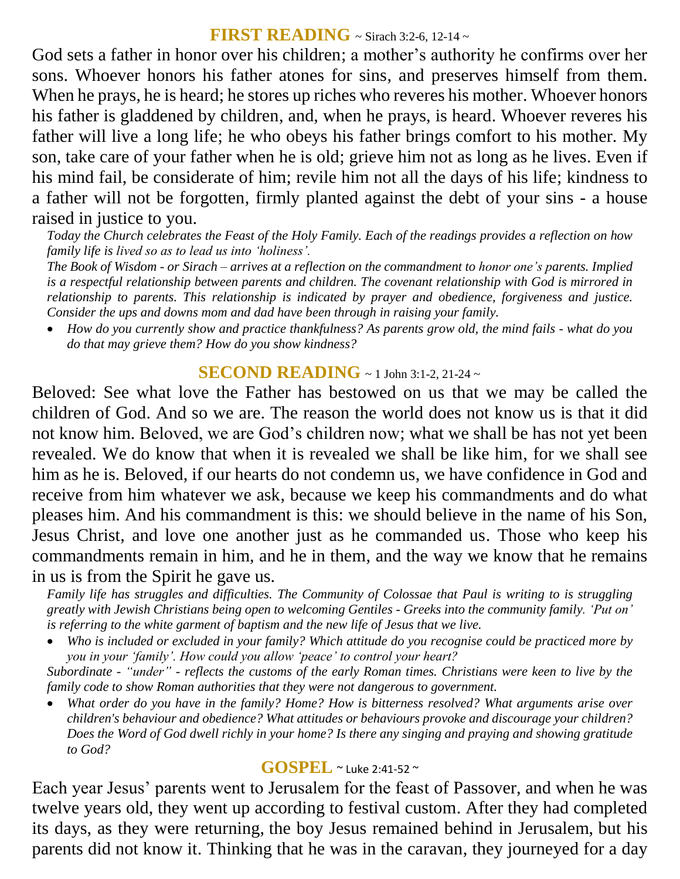## FIRST READING ~ Sirach 3:2-6, 12-14 ~

God sets a father in honor over his children; a mother's authority he confirms over her sons. Whoever honors his father atones for sins, and preserves himself from them. When he prays, he is heard; he stores up riches who reveres his mother. Whoever honors his father is gladdened by children, and, when he prays, is heard. Whoever reveres his father will live a long life; he who obeys his father brings comfort to his mother. My son, take care of your father when he is old; grieve him not as long as he lives. Even if his mind fail, be considerate of him; revile him not all the days of his life; kindness to a father will not be forgotten, firmly planted against the debt of your sins - a house raised in justice to you.

*Today the Church celebrates the Feast of the Holy Family. Each of the readings provides a reflection on how family life is lived so as to lead us into 'holiness'.*

*The Book of Wisdom - or Sirach – arrives at a reflection on the commandment to honor one's parents. Implied is a respectful relationship between parents and children. The covenant relationship with God is mirrored in relationship to parents. This relationship is indicated by prayer and obedience, forgiveness and justice. Consider the ups and downs mom and dad have been through in raising your family.*

- *How do you currently show and practice thankfulness? As parents grow old, the mind fails - what do you do that may grieve them? How do you show kindness?*

## SECOND READING ~ 1 John 3:1-2, 21-24 ~

Beloved: See what love the Father has bestowed on us that we may be called the children of God. And so we are. The reason the world does not know us is that it did not know him. Beloved, we are God's children now; what we shall be has not yet been revealed. We do know that when it is revealed we shall be like him, for we shall see him as he is. Beloved, if our hearts do not condemn us, we have confidence in God and receive from him whatever we ask, because we keep his commandments and do what pleases him. And his commandment is this: we should believe in the name of his Son, Jesus Christ, and love one another just as he commanded us. Those who keep his commandments remain in him, and he in them, and the way we know that he remains in us is from the Spirit he gave us.

*Family life has struggles and difficulties. The Community of Colossae that Paul is writing to is struggling greatly with Jewish Christians being open to welcoming Gentiles - Greeks into the community family. 'Put on' is referring to the white garment of baptism and the new life of Jesus that we live.*

- *Who is included or excluded in your family? Which attitude do you recognise could be practiced more by you in your 'family'. How could you allow 'peace' to control your heart?*

*Subordinate - "under" - reflects the customs of the early Roman times. Christians were keen to live by the family code to show Roman authorities that they were not dangerous to government.*

- *What order do you have in the family? Home? How is bitterness resolved? What arguments arise over children's behaviour and obedience? What attitudes or behaviours provoke and discourage your children? Does the Word of God dwell richly in your home? Is there any singing and praying and showing gratitude to God?*

## GOSPEL ~ Luke 2:41-52 ~

Each year Jesus' parents went to Jerusalem for the feast of Passover, and when he was twelve years old, they went up according to festival custom. After they had completed its days, as they were returning, the boy Jesus remained behind in Jerusalem, but his parents did not know it. Thinking that he was in the caravan, they journeyed for a day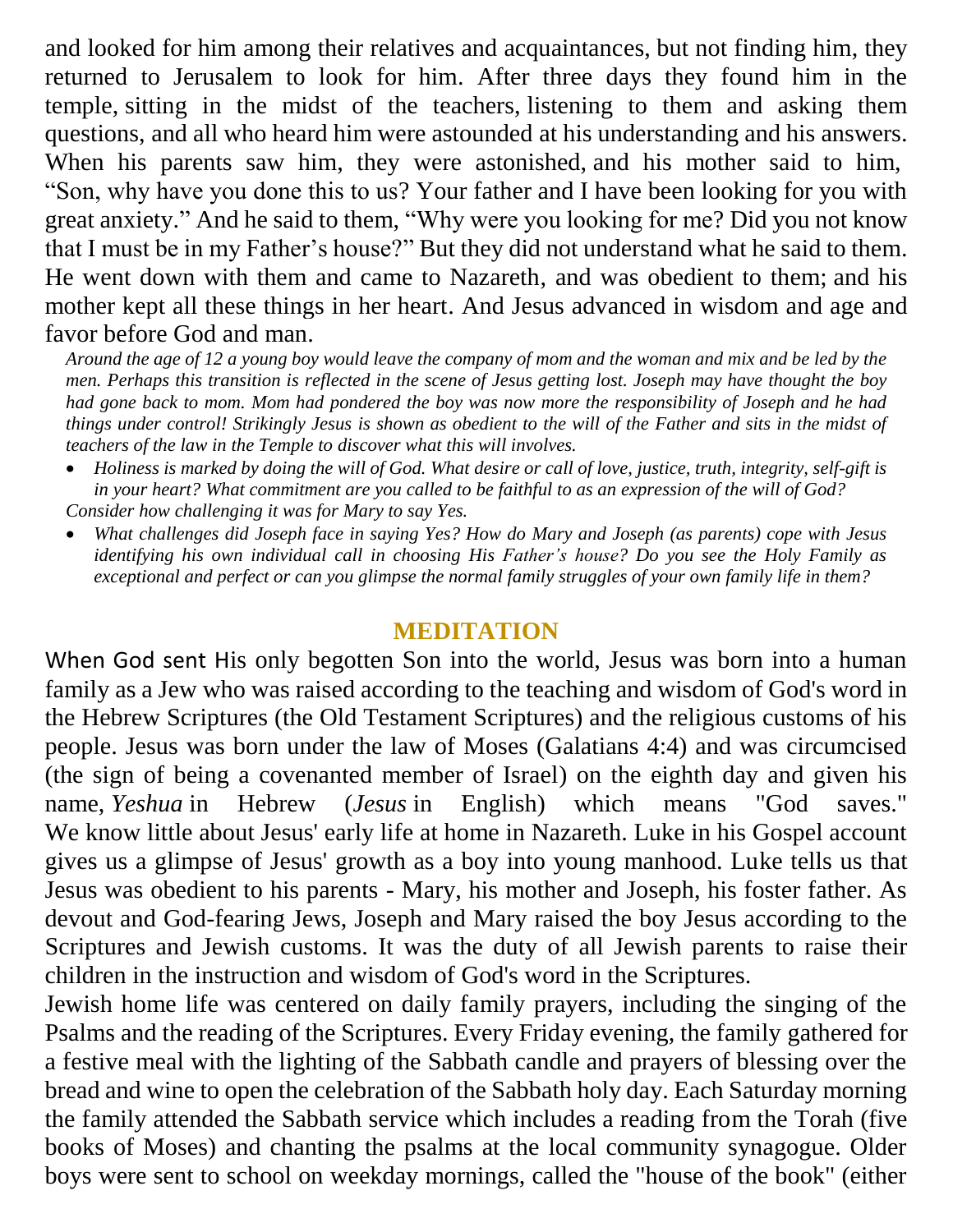and looked for him among their relatives and acquaintances, but not finding him, they returned to Jerusalem to look for him. After three days they found him in the temple, sitting in the midst of the teachers, listening to them and asking them questions, and all who heard him were astounded at his understanding and his answers. When his parents saw him, they were astonished, and his mother said to him, "Son, why have you done this to us? Your father and I have been looking for you with great anxiety." And he said to them, "Why were you looking for me? Did you not know that I must be in my Father's house?" But they did not understand what he said to them. He went down with them and came to Nazareth, and was obedient to them; and his mother kept all these things in her heart. And Jesus advanced in wisdom and age and favor before God and man.

*Around the age of 12 a young boy would leave the company of mom and the woman and mix and be led by the men. Perhaps this transition is reflected in the scene of Jesus getting lost. Joseph may have thought the boy had gone back to mom. Mom had pondered the boy was now more the responsibility of Joseph and he had things under control! Strikingly Jesus is shown as obedient to the will of the Father and sits in the midst of teachers of the law in the Temple to discover what this will involves.*

- *Holiness is marked by doing the will of God. What desire or call of love, justice, truth, integrity, self-gift is in your heart? What commitment are you called to be faithful to as an expression of the will of God?*

*Consider how challenging it was for Mary to say Yes.*

- *What challenges did Joseph face in saying Yes? How do Mary and Joseph (as parents) cope with Jesus identifying his own individual call in choosing His Father's house? Do you see the Holy Family as exceptional and perfect or can you glimpse the normal family struggles of your own family life in them?*

## MEDITATION

When God sent His only begotten Son into the world, Jesus was born into a human family as a Jew who was raised according to the teaching and wisdom of God's word in the Hebrew Scriptures (the Old Testament Scriptures) and the religious customs of his people. Jesus was born under the law of Moses (Galatians 4:4) and was circumcised (the sign of being a covenanted member of Israel) on the eighth day and given his name, *Yeshua* in Hebrew (*Jesus* in English) which means "God saves." We know little about Jesus' early life at home in Nazareth. Luke in his Gospel account gives us a glimpse of Jesus' growth as a boy into young manhood. Luke tells us that Jesus was obedient to his parents - Mary, his mother and Joseph, his foster father. As devout and God-fearing Jews, Joseph and Mary raised the boy Jesus according to the Scriptures and Jewish customs. It was the duty of all Jewish parents to raise their children in the instruction and wisdom of God's word in the Scriptures.

Jewish home life was centered on daily family prayers, including the singing of the Psalms and the reading of the Scriptures. Every Friday evening, the family gathered for a festive meal with the lighting of the Sabbath candle and prayers of blessing over the bread and wine to open the celebration of the Sabbath holy day. Each Saturday morning the family attended the Sabbath service which includes a reading from the Torah (five books of Moses) and chanting the psalms at the local community synagogue. Older boys were sent to school on weekday mornings, called the "house of the book" (either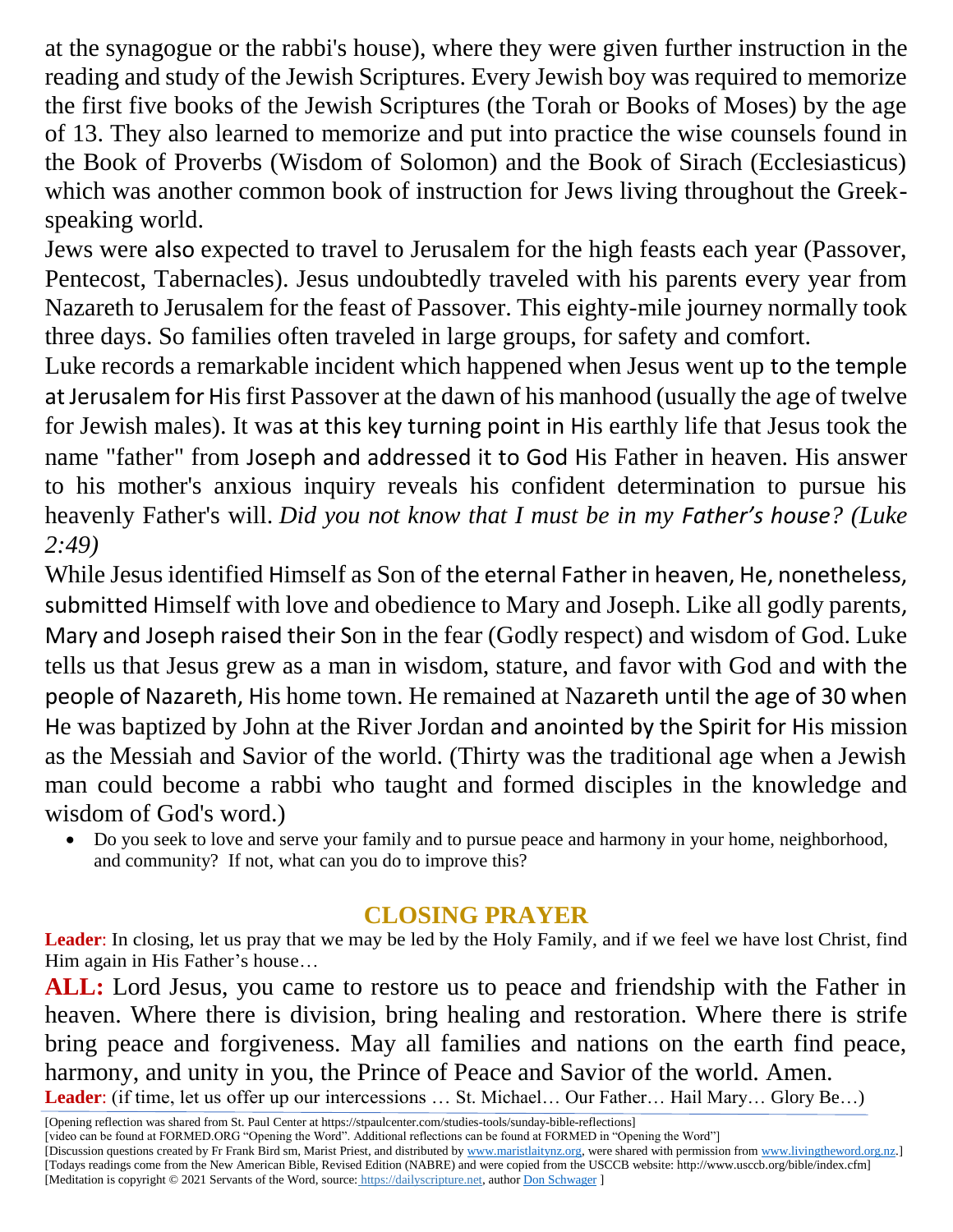at the synagogue or the rabbi's house), where they were given further instruction in the reading and study of the Jewish Scriptures. Every Jewish boy was required to memorize the first five books of the Jewish Scriptures (the Torah or Books of Moses) by the age of 13. They also learned to memorize and put into practice the wise counsels found in the Book of Proverbs (Wisdom of Solomon) and the Book of Sirach (Ecclesiasticus) which was another common book of instruction for Jews living throughout the Greek-speaking world.

Jews were also expected to travel to Jerusalem for the high feasts each year (Passover, Pentecost, Tabernacles). Jesus undoubtedly traveled with his parents every year from Nazareth to Jerusalem for the feast of Passover. This eighty-mile journey normally took three days. So families often traveled in large groups, for safety and comfort.

Luke records a remarkable incident which happened when Jesus went up to the temple at Jerusalem for His first Passover at the dawn of his manhood (usually the age of twelve for Jewish males). It was at this key turning point in His earthly life that Jesus took the name "father" from Joseph and addressed it to God His Father in heaven. His answer to his mother's anxious inquiry reveals his confident determination to pursue his heavenly Father's will. *Did you not know that I must be in my Father's house? (Luke 2:49)*

While Jesus identified Himself as Son of the eternal Father in heaven, He, nonetheless, submitted Himself with love and obedience to Mary and Joseph. Like all godly parents, Mary and Joseph raised their Son in the fear (Godly respect) and wisdom of God. Luke tells us that Jesus grew as a man in wisdom, stature, and favor with God and with the people of Nazareth, His home town. He remained at Nazareth until the age of 30 when He was baptized by John at the River Jordan and anointed by the Spirit for His mission as the Messiah and Savior of the world. (Thirty was the traditional age when a Jewish man could become a rabbi who taught and formed disciples in the knowledge and wisdom of God's word.)

- Do you seek to love and serve your family and to pursue peace and harmony in your home, neighborhood, and community? If not, what can you do to improve this?

## CLOSING PRAYER

**Leader**: In closing, let us pray that we may be led by the Holy Family, and if we feel we have lost Christ, find Him again in His Father's house…

**ALL:** Lord Jesus, you came to restore us to peace and friendship with the Father in heaven. Where there is division, bring healing and restoration. Where there is strife bring peace and forgiveness. May all families and nations on the earth find peace, harmony, and unity in you, the Prince of Peace and Savior of the world. Amen.

**Leader**: (if time, let us offer up our intercessions … St. Michael… Our Father… Hail Mary… Glory Be…)

[Opening reflection was shared from St. Paul Center at https://stpaulcenter.com/studies-tools/sunday-bible-reflections]
[video can be found at FORMED.ORG "Opening the Word". Additional reflections can be found at FORMED in "Opening the Word"]
[Discussion questions created by Fr Frank Bird sm, Marist Priest, and distributed by www.maristlaitynz.org, were shared with permission from www.livingtheword.org.nz.]
[Todays readings come from the New American Bible, Revised Edition (NABRE) and were copied from the USCCB website: http://www.usccb.org/bible/index.cfm]
[Meditation is copyright © 2021 Servants of the Word, source: https://dailyscripture.net, author Don Schwager ]